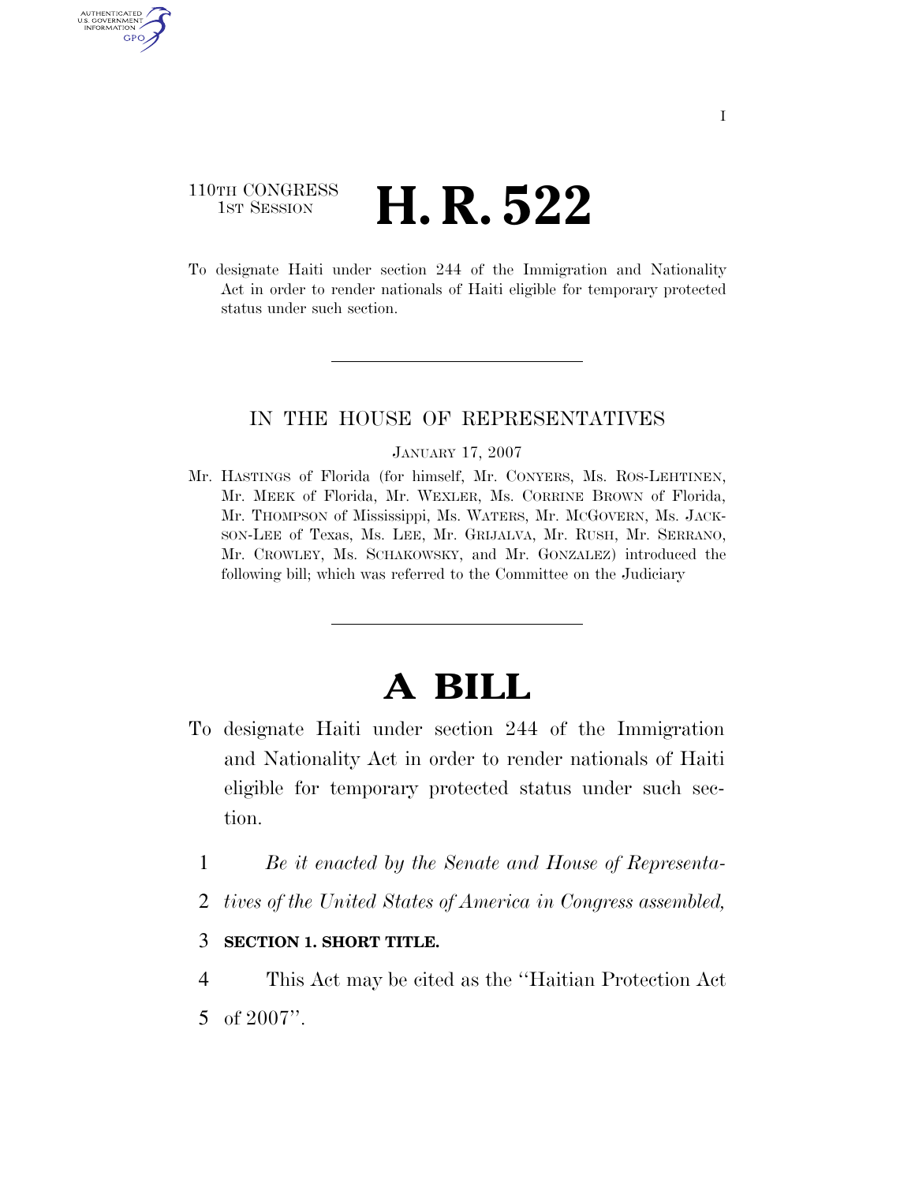110TH CONGRESS
1ST SESSION

# H. R. 522

To designate Haiti under section 244 of the Immigration and Nationality Act in order to render nationals of Haiti eligible for temporary protected status under such section.

---

IN THE HOUSE OF REPRESENTATIVES

JANUARY 17, 2007

Mr. HASTINGS of Florida (for himself, Mr. CONYERS, Ms. ROS-LEHTINEN, Mr. MEEK of Florida, Mr. WEXLER, Ms. CORRINE BROWN of Florida, Mr. THOMPSON of Mississippi, Ms. WATERS, Mr. MCGOVERN, Ms. JACKSON-LEE of Texas, Ms. LEE, Mr. GRIJALVA, Mr. RUSH, Mr. SERRANO, Mr. CROWLEY, Ms. SCHAKOWSKY, and Mr. GONZALEZ) introduced the following bill; which was referred to the Committee on the Judiciary

---

# A BILL

To designate Haiti under section 244 of the Immigration and Nationality Act in order to render nationals of Haiti eligible for temporary protected status under such section.

1 *Be it enacted by the Senate and House of Representa-*
2 *tives of the United States of America in Congress assembled,*

3 **SECTION 1. SHORT TITLE.**

4 This Act may be cited as the ''Haitian Protection Act
5 of 2007''.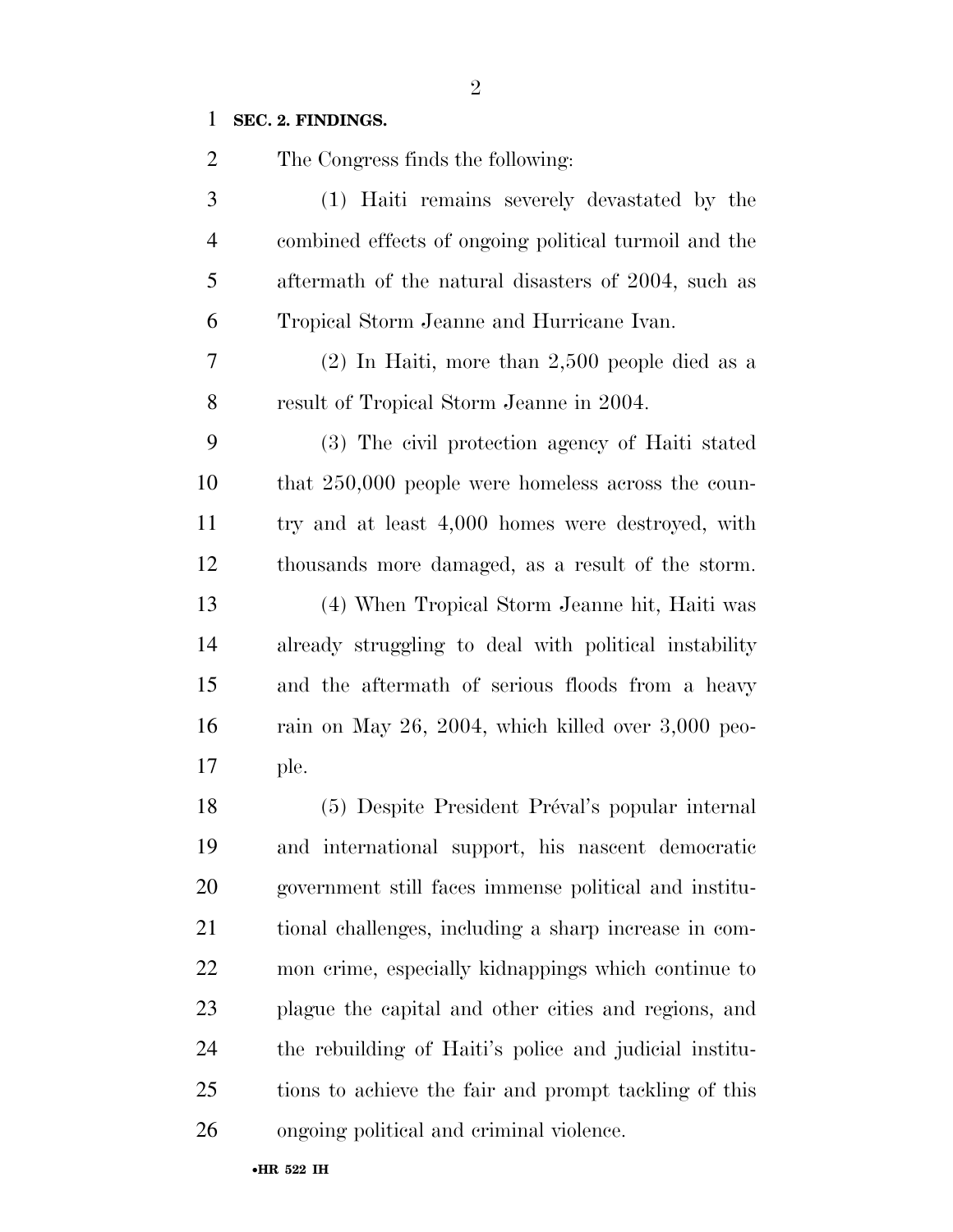**SEC. 2. FINDINGS.**

The Congress finds the following:

(1) Haiti remains severely devastated by the combined effects of ongoing political turmoil and the aftermath of the natural disasters of 2004, such as Tropical Storm Jeanne and Hurricane Ivan.

(2) In Haiti, more than 2,500 people died as a result of Tropical Storm Jeanne in 2004.

(3) The civil protection agency of Haiti stated that 250,000 people were homeless across the country and at least 4,000 homes were destroyed, with thousands more damaged, as a result of the storm.

(4) When Tropical Storm Jeanne hit, Haiti was already struggling to deal with political instability and the aftermath of serious floods from a heavy rain on May 26, 2004, which killed over 3,000 people.

(5) Despite President Préval's popular internal and international support, his nascent democratic government still faces immense political and institutional challenges, including a sharp increase in common crime, especially kidnappings which continue to plague the capital and other cities and regions, and the rebuilding of Haiti's police and judicial institutions to achieve the fair and prompt tackling of this ongoing political and criminal violence.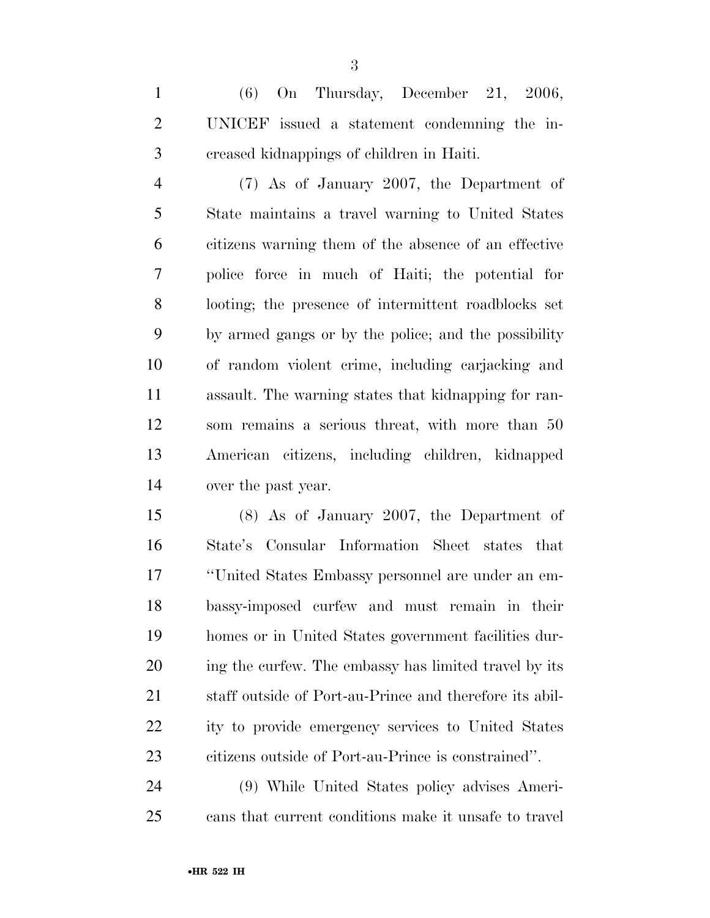(6) On Thursday, December 21, 2006, UNICEF issued a statement condemning the increased kidnappings of children in Haiti.

(7) As of January 2007, the Department of State maintains a travel warning to United States citizens warning them of the absence of an effective police force in much of Haiti; the potential for looting; the presence of intermittent roadblocks set by armed gangs or by the police; and the possibility of random violent crime, including carjacking and assault. The warning states that kidnapping for ransom remains a serious threat, with more than 50 American citizens, including children, kidnapped over the past year.

(8) As of January 2007, the Department of State's Consular Information Sheet states that "United States Embassy personnel are under an embassy-imposed curfew and must remain in their homes or in United States government facilities during the curfew. The embassy has limited travel by its staff outside of Port-au-Prince and therefore its ability to provide emergency services to United States citizens outside of Port-au-Prince is constrained".

(9) While United States policy advises Americans that current conditions make it unsafe to travel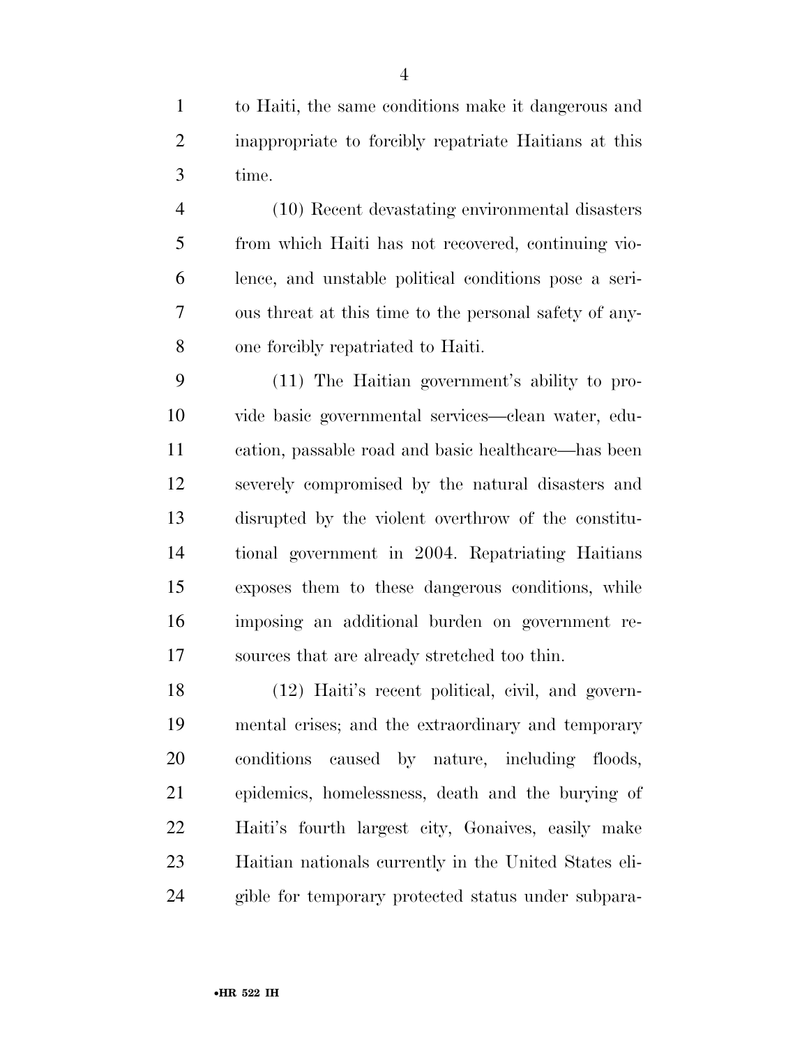to Haiti, the same conditions make it dangerous and inappropriate to forcibly repatriate Haitians at this time.

(10) Recent devastating environmental disasters from which Haiti has not recovered, continuing violence, and unstable political conditions pose a serious threat at this time to the personal safety of anyone forcibly repatriated to Haiti.

(11) The Haitian government's ability to provide basic governmental services—clean water, education, passable road and basic healthcare—has been severely compromised by the natural disasters and disrupted by the violent overthrow of the constitutional government in 2004. Repatriating Haitians exposes them to these dangerous conditions, while imposing an additional burden on government resources that are already stretched too thin.

(12) Haiti's recent political, civil, and governmental crises; and the extraordinary and temporary conditions caused by nature, including floods, epidemics, homelessness, death and the burying of Haiti's fourth largest city, Gonaives, easily make Haitian nationals currently in the United States eligible for temporary protected status under subpara-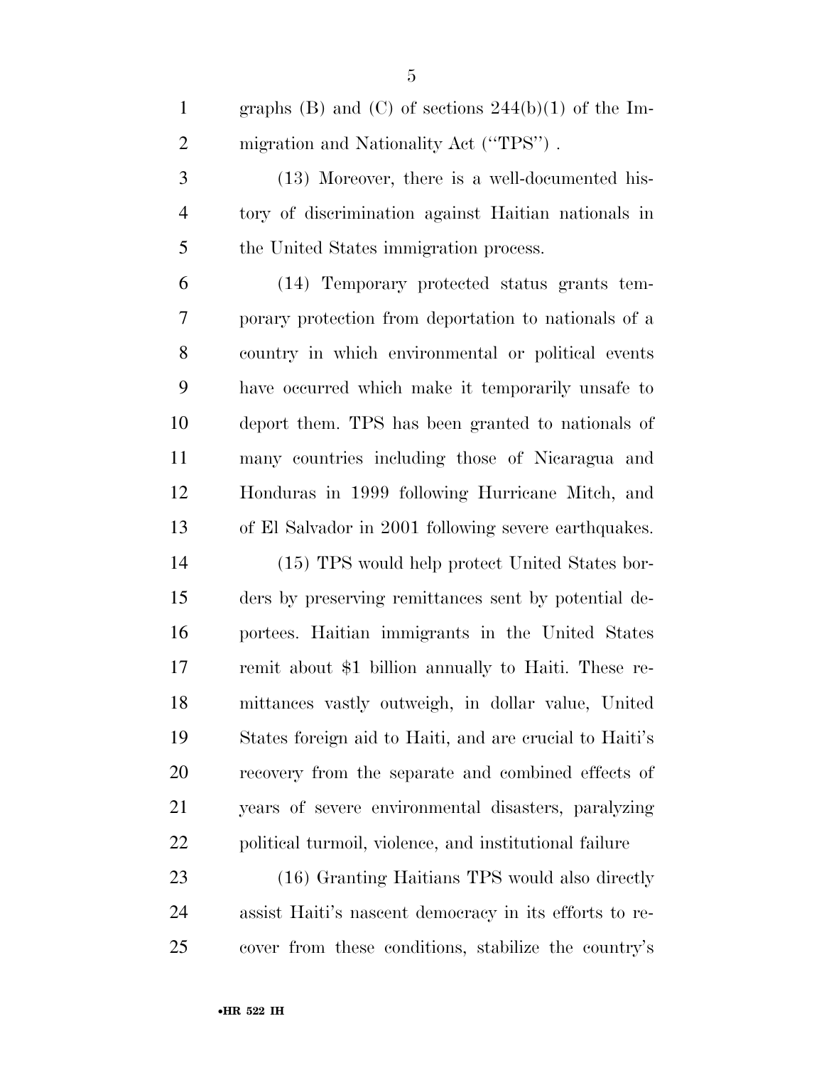graphs (B) and (C) of sections 244(b)(1) of the Immigration and Nationality Act (''TPS'') .

(13) Moreover, there is a well-documented history of discrimination against Haitian nationals in the United States immigration process.

(14) Temporary protected status grants temporary protection from deportation to nationals of a country in which environmental or political events have occurred which make it temporarily unsafe to deport them. TPS has been granted to nationals of many countries including those of Nicaragua and Honduras in 1999 following Hurricane Mitch, and of El Salvador in 2001 following severe earthquakes.

(15) TPS would help protect United States borders by preserving remittances sent by potential deportees. Haitian immigrants in the United States remit about $1 billion annually to Haiti. These remittances vastly outweigh, in dollar value, United States foreign aid to Haiti, and are crucial to Haiti's recovery from the separate and combined effects of years of severe environmental disasters, paralyzing political turmoil, violence, and institutional failure

(16) Granting Haitians TPS would also directly assist Haiti's nascent democracy in its efforts to recover from these conditions, stabilize the country's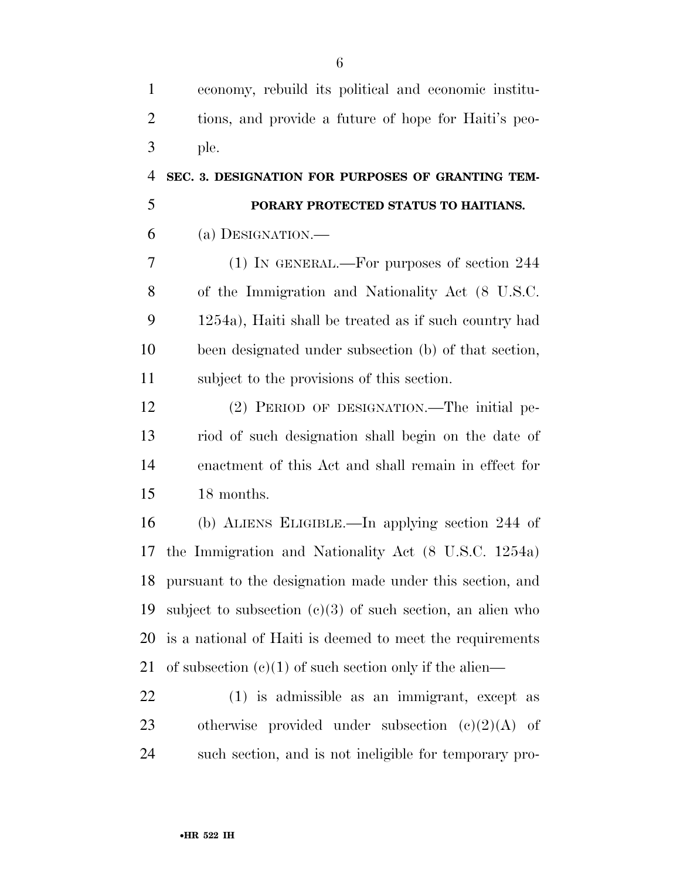economy, rebuild its political and economic institutions, and provide a future of hope for Haiti's people.

## SEC. 3. DESIGNATION FOR PURPOSES OF GRANTING TEMPORARY PROTECTED STATUS TO HAITIANS.

(a) DESIGNATION.—

(1) IN GENERAL.—For purposes of section 244 of the Immigration and Nationality Act (8 U.S.C. 1254a), Haiti shall be treated as if such country had been designated under subsection (b) of that section, subject to the provisions of this section.

(2) PERIOD OF DESIGNATION.—The initial period of such designation shall begin on the date of enactment of this Act and shall remain in effect for 18 months.

(b) ALIENS ELIGIBLE.—In applying section 244 of the Immigration and Nationality Act (8 U.S.C. 1254a) pursuant to the designation made under this section, and subject to subsection (c)(3) of such section, an alien who is a national of Haiti is deemed to meet the requirements of subsection (c)(1) of such section only if the alien—

(1) is admissible as an immigrant, except as otherwise provided under subsection (c)(2)(A) of such section, and is not ineligible for temporary pro-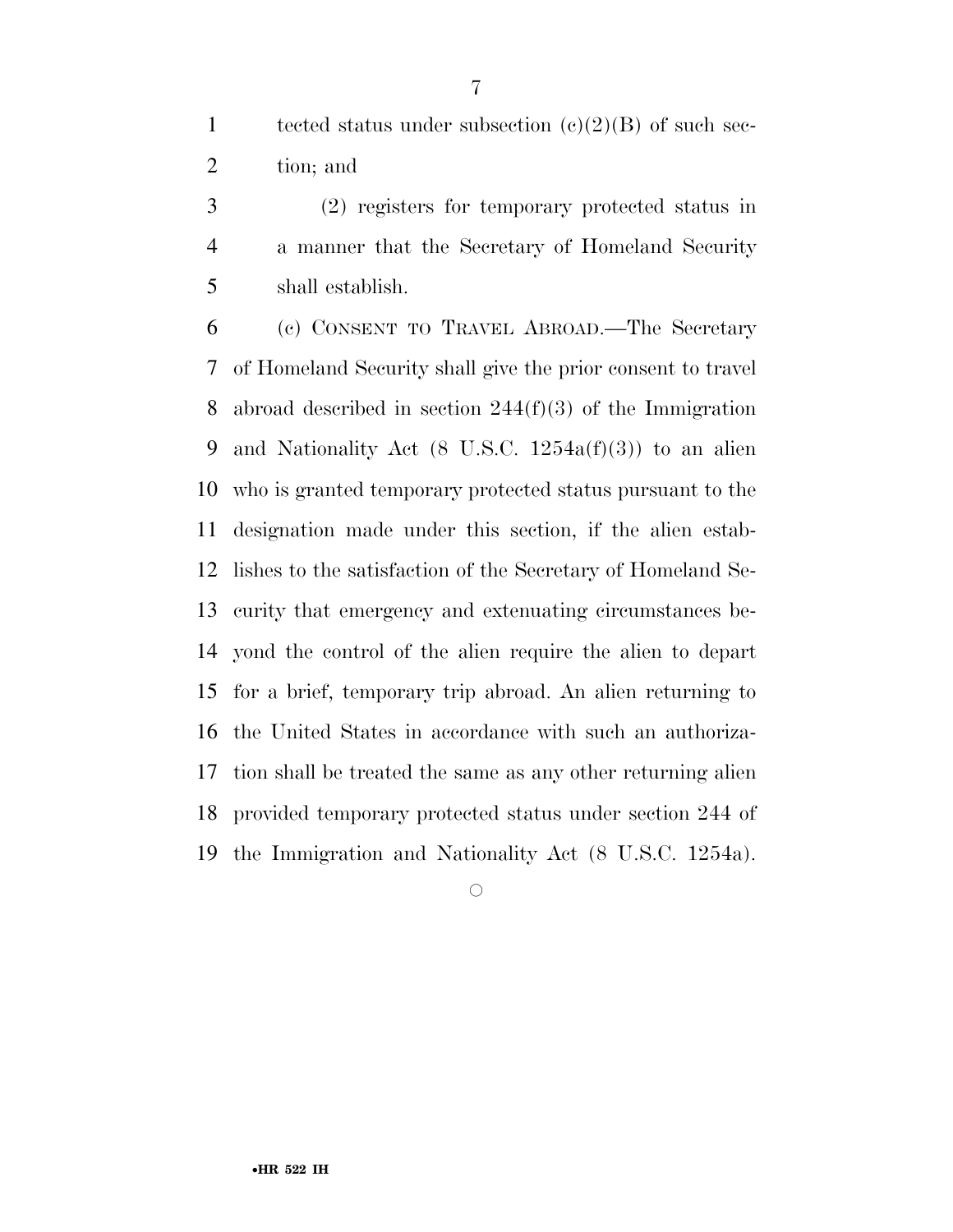tected status under subsection (c)(2)(B) of such section; and

(2) registers for temporary protected status in a manner that the Secretary of Homeland Security shall establish.

(c) CONSENT TO TRAVEL ABROAD.—The Secretary of Homeland Security shall give the prior consent to travel abroad described in section 244(f)(3) of the Immigration and Nationality Act (8 U.S.C. 1254a(f)(3)) to an alien who is granted temporary protected status pursuant to the designation made under this section, if the alien establishes to the satisfaction of the Secretary of Homeland Security that emergency and extenuating circumstances beyond the control of the alien require the alien to depart for a brief, temporary trip abroad. An alien returning to the United States in accordance with such an authorization shall be treated the same as any other returning alien provided temporary protected status under section 244 of the Immigration and Nationality Act (8 U.S.C. 1254a).

○